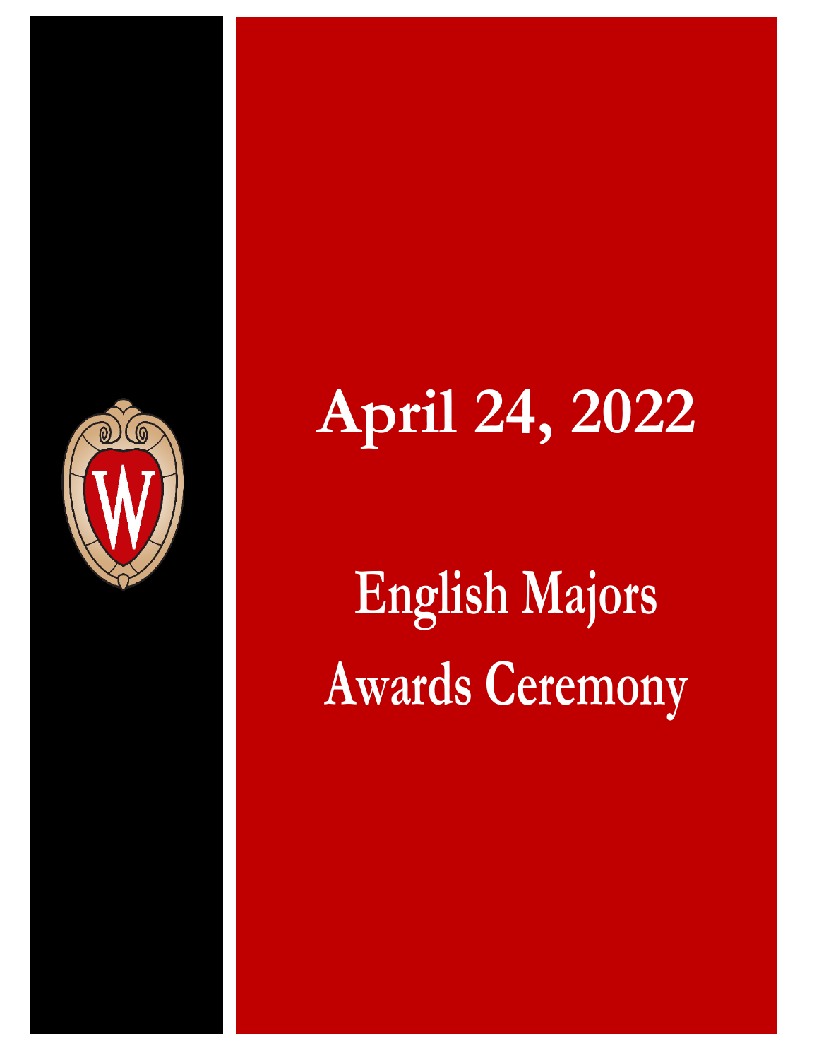# April 24, 2022

# English Majors Awards Ceremony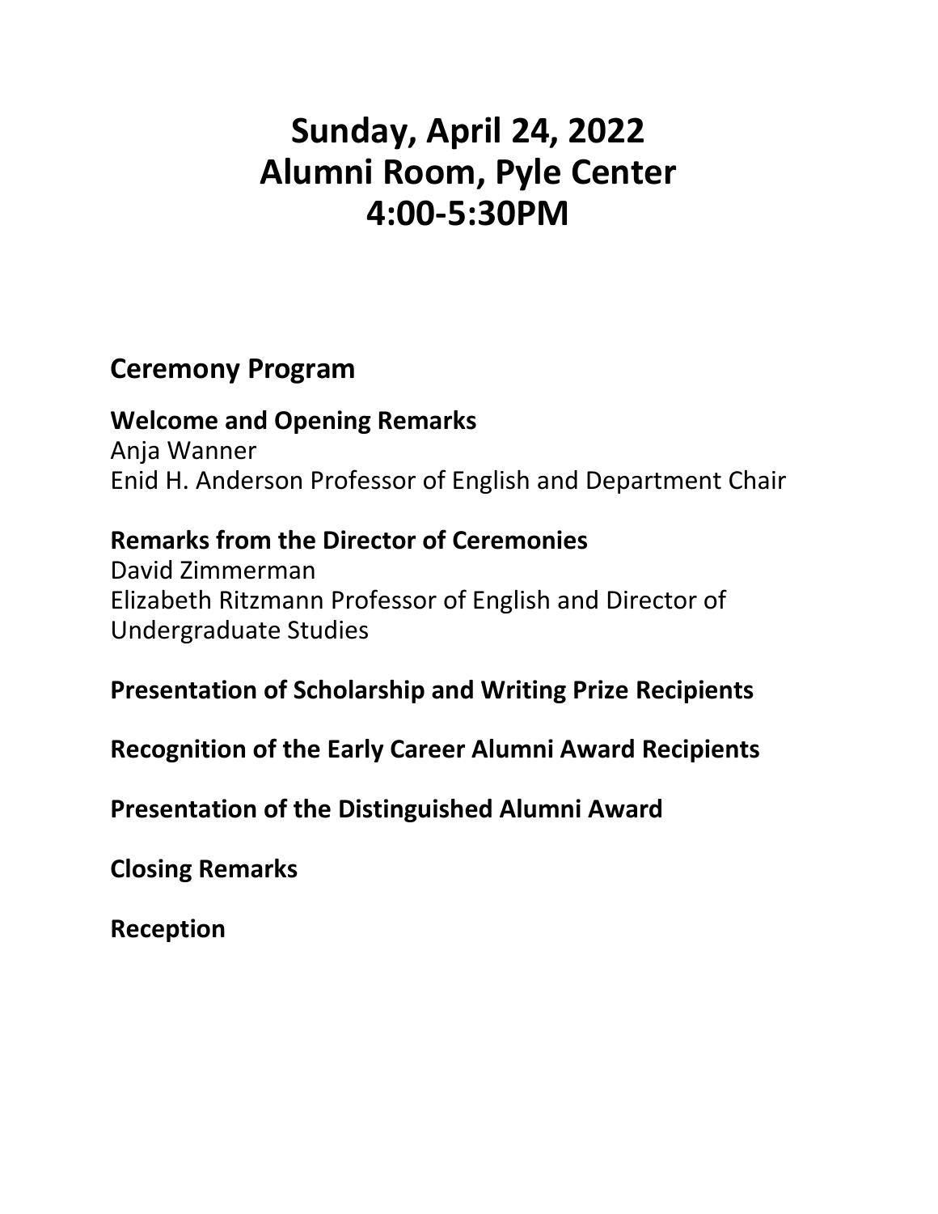# Sunday, April 24, 2022
# Alumni Room, Pyle Center
# 4:00-5:30PM

## Ceremony Program

**Welcome and Opening Remarks**
Anja Wanner
Enid H. Anderson Professor of English and Department Chair

**Remarks from the Director of Ceremonies**
David Zimmerman
Elizabeth Ritzmann Professor of English and Director of Undergraduate Studies

**Presentation of Scholarship and Writing Prize Recipients**

**Recognition of the Early Career Alumni Award Recipients**

**Presentation of the Distinguished Alumni Award**

**Closing Remarks**

**Reception**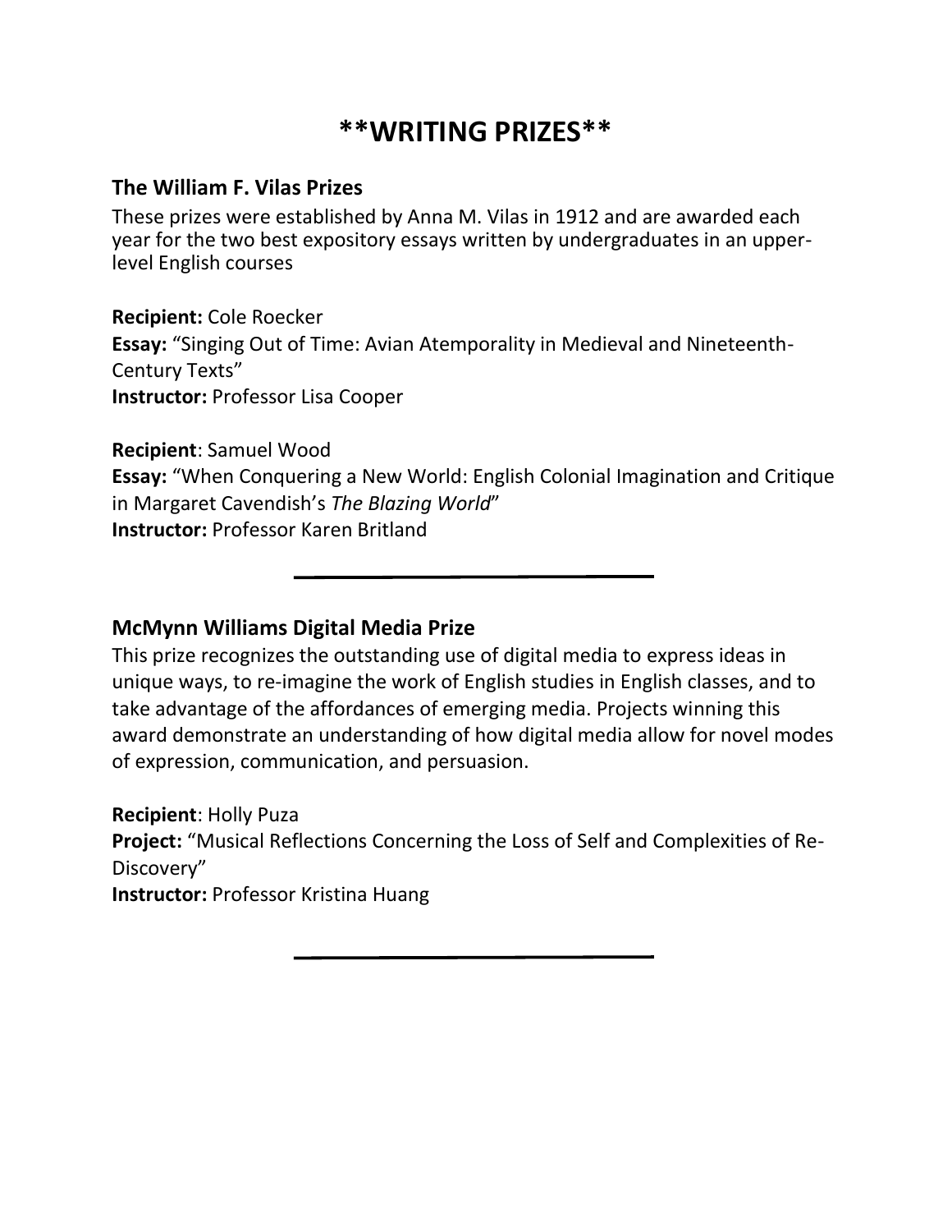# **WRITING PRIZES**

## The William F. Vilas Prizes

These prizes were established by Anna M. Vilas in 1912 and are awarded each year for the two best expository essays written by undergraduates in an upper-level English courses

**Recipient:** Cole Roecker
**Essay:** "Singing Out of Time: Avian Atemporality in Medieval and Nineteenth-Century Texts"
**Instructor:** Professor Lisa Cooper

**Recipient**: Samuel Wood
**Essay:** "When Conquering a New World: English Colonial Imagination and Critique in Margaret Cavendish's *The Blazing World*"
**Instructor:** Professor Karen Britland

---

## McMynn Williams Digital Media Prize

This prize recognizes the outstanding use of digital media to express ideas in unique ways, to re-imagine the work of English studies in English classes, and to take advantage of the affordances of emerging media. Projects winning this award demonstrate an understanding of how digital media allow for novel modes of expression, communication, and persuasion.

**Recipient**: Holly Puza
**Project:** "Musical Reflections Concerning the Loss of Self and Complexities of Re-Discovery"
**Instructor:** Professor Kristina Huang

---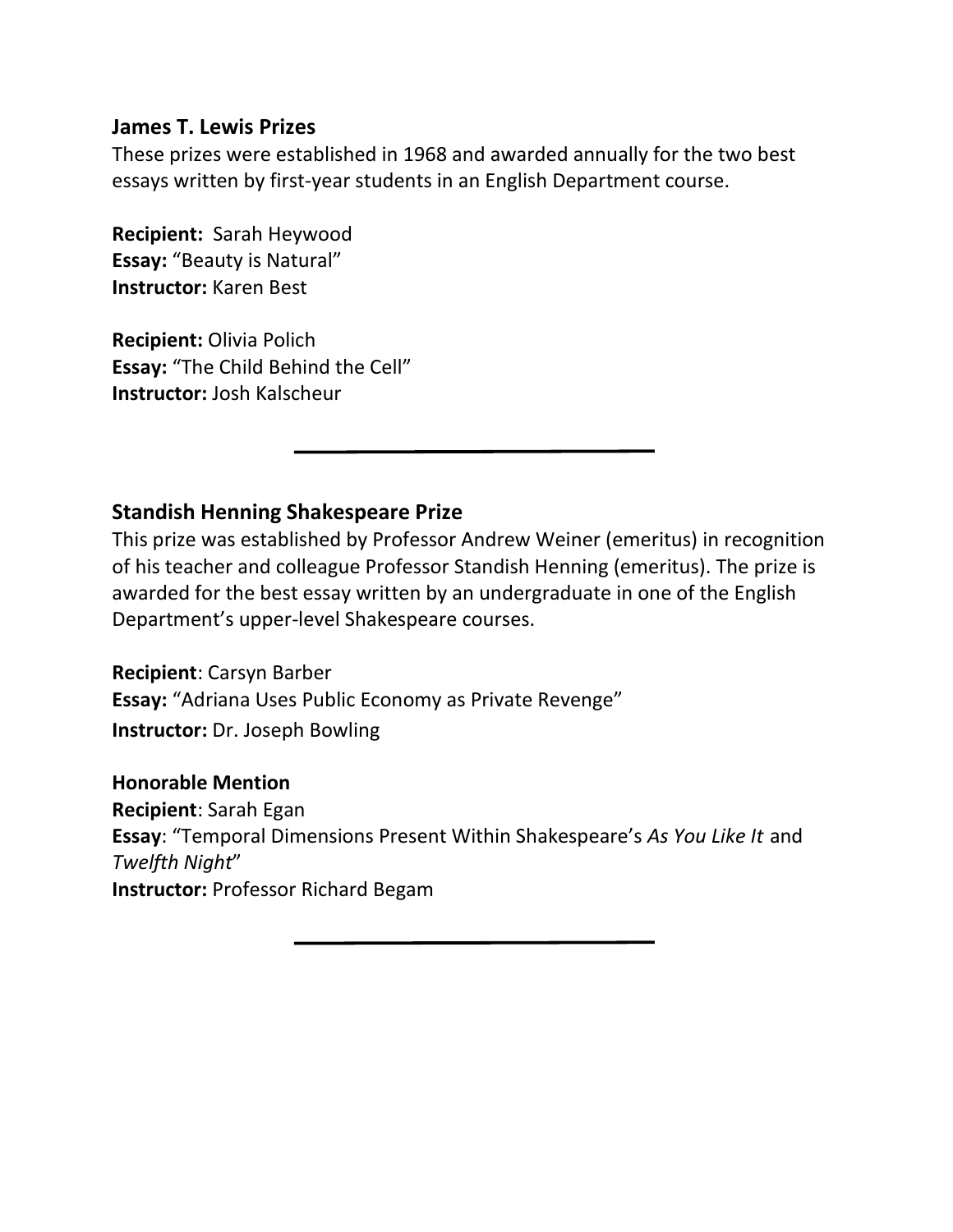### James T. Lewis Prizes

These prizes were established in 1968 and awarded annually for the two best essays written by first-year students in an English Department course.

**Recipient:** Sarah Heywood
**Essay:** "Beauty is Natural"
**Instructor:** Karen Best

**Recipient:** Olivia Polich
**Essay:** "The Child Behind the Cell"
**Instructor:** Josh Kalscheur

---

### Standish Henning Shakespeare Prize

This prize was established by Professor Andrew Weiner (emeritus) in recognition of his teacher and colleague Professor Standish Henning (emeritus). The prize is awarded for the best essay written by an undergraduate in one of the English Department's upper-level Shakespeare courses.

**Recipient**: Carsyn Barber
**Essay:** "Adriana Uses Public Economy as Private Revenge"
**Instructor:** Dr. Joseph Bowling

**Honorable Mention**
**Recipient**: Sarah Egan
**Essay**: "Temporal Dimensions Present Within Shakespeare's *As You Like It* and *Twelfth Night*"
**Instructor:** Professor Richard Begam

---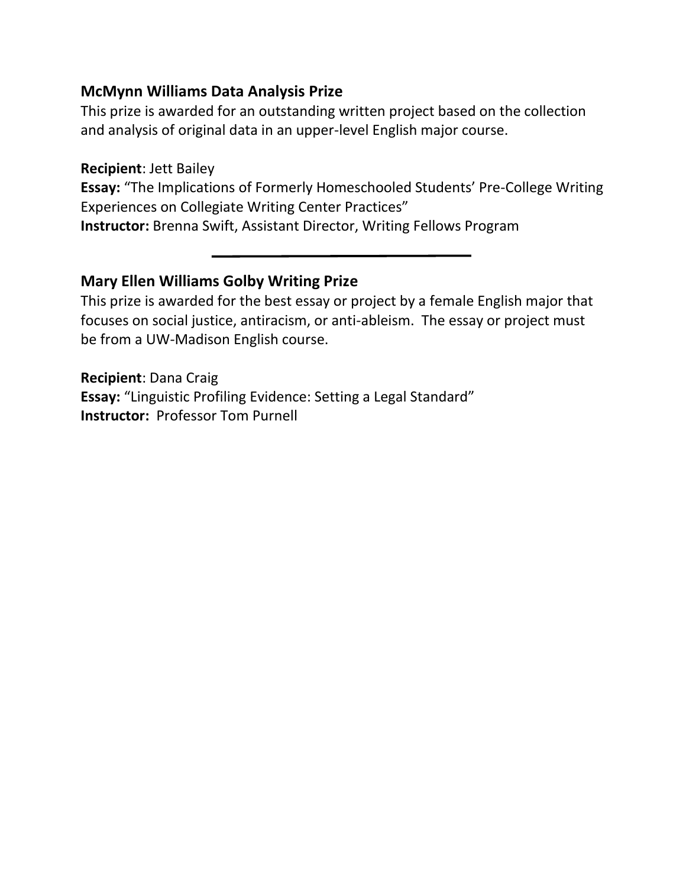## McMynn Williams Data Analysis Prize

This prize is awarded for an outstanding written project based on the collection and analysis of original data in an upper-level English major course.

**Recipient**: Jett Bailey
**Essay:** "The Implications of Formerly Homeschooled Students' Pre-College Writing Experiences on Collegiate Writing Center Practices"
**Instructor:** Brenna Swift, Assistant Director, Writing Fellows Program

---

## Mary Ellen Williams Golby Writing Prize

This prize is awarded for the best essay or project by a female English major that focuses on social justice, antiracism, or anti-ableism. The essay or project must be from a UW-Madison English course.

**Recipient**: Dana Craig
**Essay:** "Linguistic Profiling Evidence: Setting a Legal Standard"
**Instructor:** Professor Tom Purnell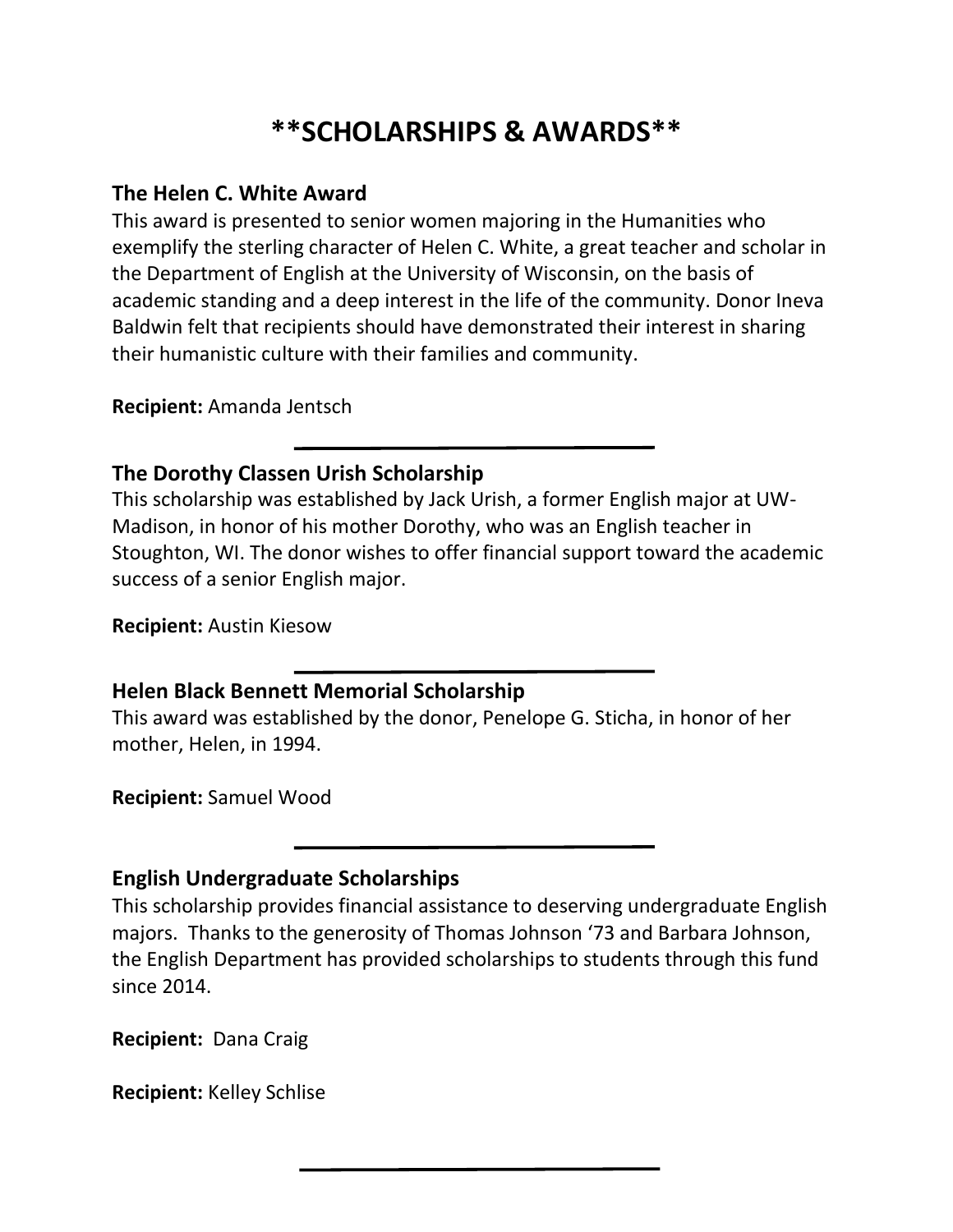# **SCHOLARSHIPS & AWARDS**

### The Helen C. White Award

This award is presented to senior women majoring in the Humanities who exemplify the sterling character of Helen C. White, a great teacher and scholar in the Department of English at the University of Wisconsin, on the basis of academic standing and a deep interest in the life of the community. Donor Ineva Baldwin felt that recipients should have demonstrated their interest in sharing their humanistic culture with their families and community.

**Recipient:** Amanda Jentsch

---

### The Dorothy Classen Urish Scholarship

This scholarship was established by Jack Urish, a former English major at UW-Madison, in honor of his mother Dorothy, who was an English teacher in Stoughton, WI. The donor wishes to offer financial support toward the academic success of a senior English major.

**Recipient:** Austin Kiesow

---

### Helen Black Bennett Memorial Scholarship

This award was established by the donor, Penelope G. Sticha, in honor of her mother, Helen, in 1994.

**Recipient:** Samuel Wood

---

### English Undergraduate Scholarships

This scholarship provides financial assistance to deserving undergraduate English majors. Thanks to the generosity of Thomas Johnson '73 and Barbara Johnson, the English Department has provided scholarships to students through this fund since 2014.

**Recipient:** Dana Craig

**Recipient:** Kelley Schlise

---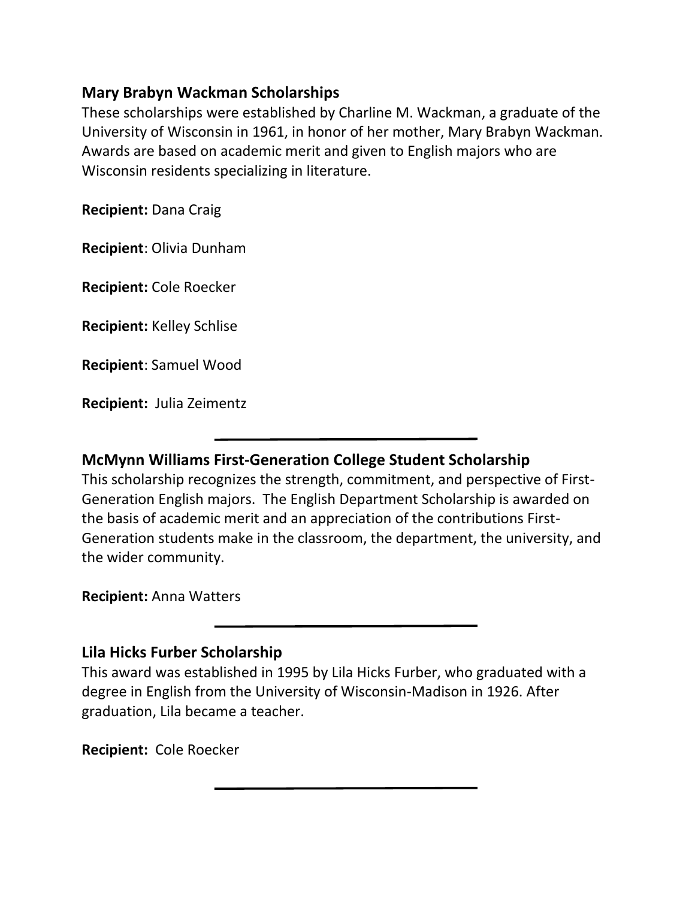### Mary Brabyn Wackman Scholarships

These scholarships were established by Charline M. Wackman, a graduate of the University of Wisconsin in 1961, in honor of her mother, Mary Brabyn Wackman. Awards are based on academic merit and given to English majors who are Wisconsin residents specializing in literature.

**Recipient:** Dana Craig

**Recipient**: Olivia Dunham

**Recipient:** Cole Roecker

**Recipient:** Kelley Schlise

**Recipient**: Samuel Wood

**Recipient:** Julia Zeimentz

---

### McMynn Williams First-Generation College Student Scholarship

This scholarship recognizes the strength, commitment, and perspective of First-Generation English majors. The English Department Scholarship is awarded on the basis of academic merit and an appreciation of the contributions First-Generation students make in the classroom, the department, the university, and the wider community.

**Recipient:** Anna Watters

---

### Lila Hicks Furber Scholarship

This award was established in 1995 by Lila Hicks Furber, who graduated with a degree in English from the University of Wisconsin-Madison in 1926. After graduation, Lila became a teacher.

**Recipient:** Cole Roecker

---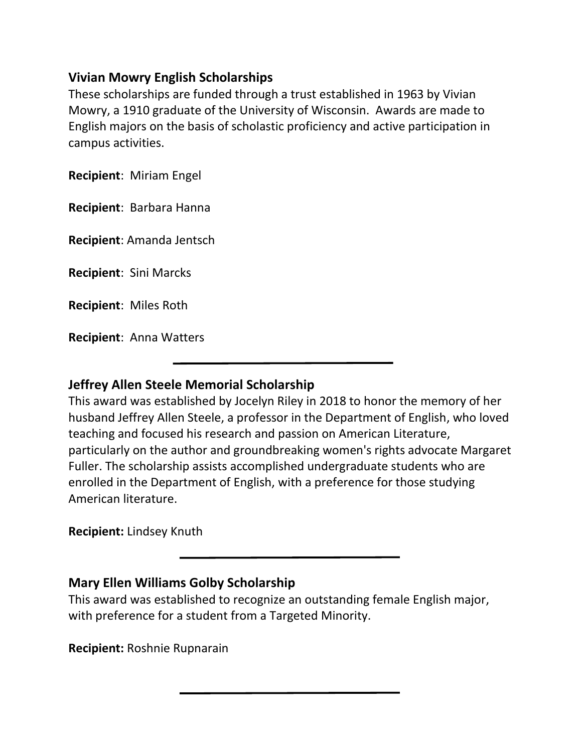### Vivian Mowry English Scholarships

These scholarships are funded through a trust established in 1963 by Vivian Mowry, a 1910 graduate of the University of Wisconsin. Awards are made to English majors on the basis of scholastic proficiency and active participation in campus activities.

**Recipient**: Miriam Engel

**Recipient**: Barbara Hanna

**Recipient**: Amanda Jentsch

**Recipient**: Sini Marcks

**Recipient**: Miles Roth

**Recipient**: Anna Watters

---

### Jeffrey Allen Steele Memorial Scholarship

This award was established by Jocelyn Riley in 2018 to honor the memory of her husband Jeffrey Allen Steele, a professor in the Department of English, who loved teaching and focused his research and passion on American Literature, particularly on the author and groundbreaking women's rights advocate Margaret Fuller. The scholarship assists accomplished undergraduate students who are enrolled in the Department of English, with a preference for those studying American literature.

**Recipient:** Lindsey Knuth

---

### Mary Ellen Williams Golby Scholarship

This award was established to recognize an outstanding female English major, with preference for a student from a Targeted Minority.

**Recipient:** Roshnie Rupnarain

---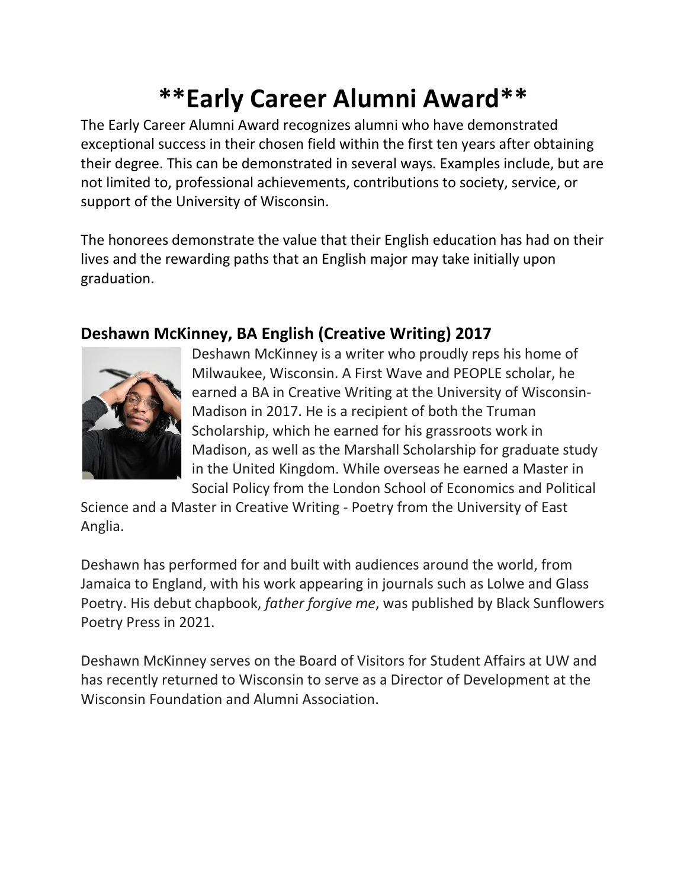# **Early Career Alumni Award**

The Early Career Alumni Award recognizes alumni who have demonstrated exceptional success in their chosen field within the first ten years after obtaining their degree. This can be demonstrated in several ways. Examples include, but are not limited to, professional achievements, contributions to society, service, or support of the University of Wisconsin.

The honorees demonstrate the value that their English education has had on their lives and the rewarding paths that an English major may take initially upon graduation.

## Deshawn McKinney, BA English (Creative Writing) 2017

Deshawn McKinney is a writer who proudly reps his home of Milwaukee, Wisconsin. A First Wave and PEOPLE scholar, he earned a BA in Creative Writing at the University of Wisconsin-Madison in 2017. He is a recipient of both the Truman Scholarship, which he earned for his grassroots work in Madison, as well as the Marshall Scholarship for graduate study in the United Kingdom. While overseas he earned a Master in Social Policy from the London School of Economics and Political Science and a Master in Creative Writing - Poetry from the University of East Anglia.

Deshawn has performed for and built with audiences around the world, from Jamaica to England, with his work appearing in journals such as Lolwe and Glass Poetry. His debut chapbook, *father forgive me*, was published by Black Sunflowers Poetry Press in 2021.

Deshawn McKinney serves on the Board of Visitors for Student Affairs at UW and has recently returned to Wisconsin to serve as a Director of Development at the Wisconsin Foundation and Alumni Association.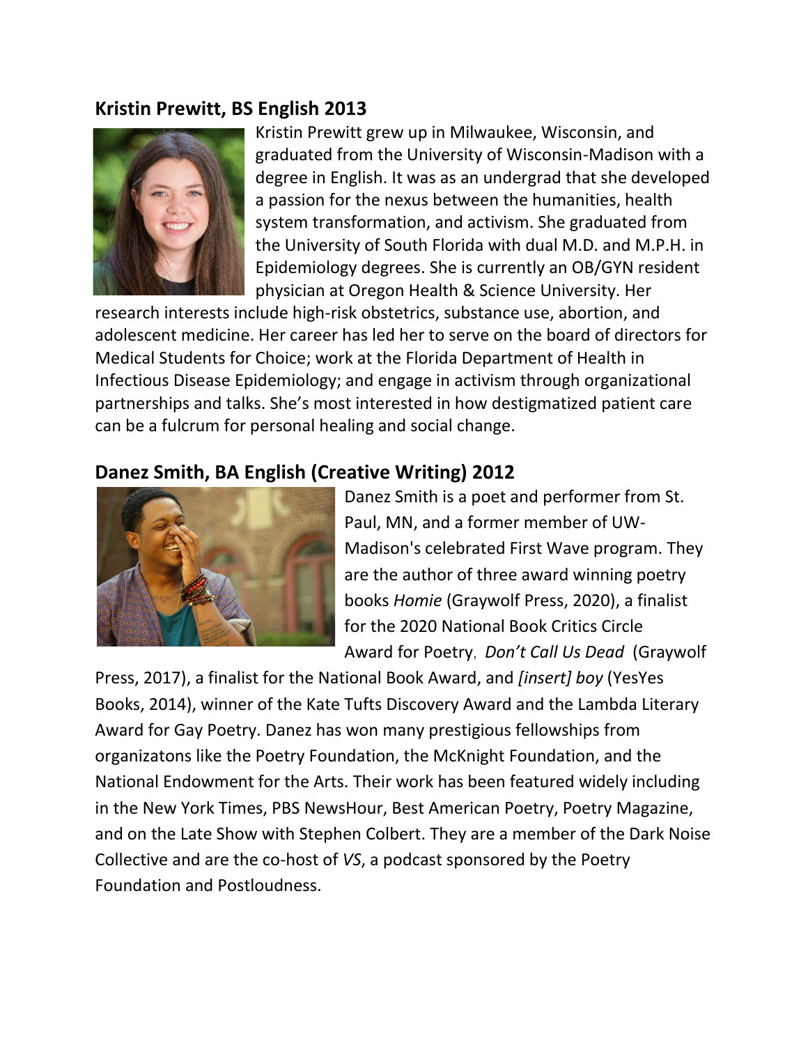## Kristin Prewitt, BS English 2013

Kristin Prewitt grew up in Milwaukee, Wisconsin, and graduated from the University of Wisconsin-Madison with a degree in English. It was as an undergrad that she developed a passion for the nexus between the humanities, health system transformation, and activism. She graduated from the University of South Florida with dual M.D. and M.P.H. in Epidemiology degrees. She is currently an OB/GYN resident physician at Oregon Health & Science University. Her research interests include high-risk obstetrics, substance use, abortion, and adolescent medicine. Her career has led her to serve on the board of directors for Medical Students for Choice; work at the Florida Department of Health in Infectious Disease Epidemiology; and engage in activism through organizational partnerships and talks. She's most interested in how destigmatized patient care can be a fulcrum for personal healing and social change.

## Danez Smith, BA English (Creative Writing) 2012

Danez Smith is a poet and performer from St. Paul, MN, and a former member of UW-Madison's celebrated First Wave program. They are the author of three award winning poetry books *Homie* (Graywolf Press, 2020), a finalist for the 2020 National Book Critics Circle Award for Poetry, *Don't Call Us Dead* (Graywolf Press, 2017), a finalist for the National Book Award, and *[insert] boy* (YesYes Books, 2014), winner of the Kate Tufts Discovery Award and the Lambda Literary Award for Gay Poetry. Danez has won many prestigious fellowships from organizatons like the Poetry Foundation, the McKnight Foundation, and the National Endowment for the Arts. Their work has been featured widely including in the New York Times, PBS NewsHour, Best American Poetry, Poetry Magazine, and on the Late Show with Stephen Colbert. They are a member of the Dark Noise Collective and are the co-host of *VS*, a podcast sponsored by the Poetry Foundation and Postloudness.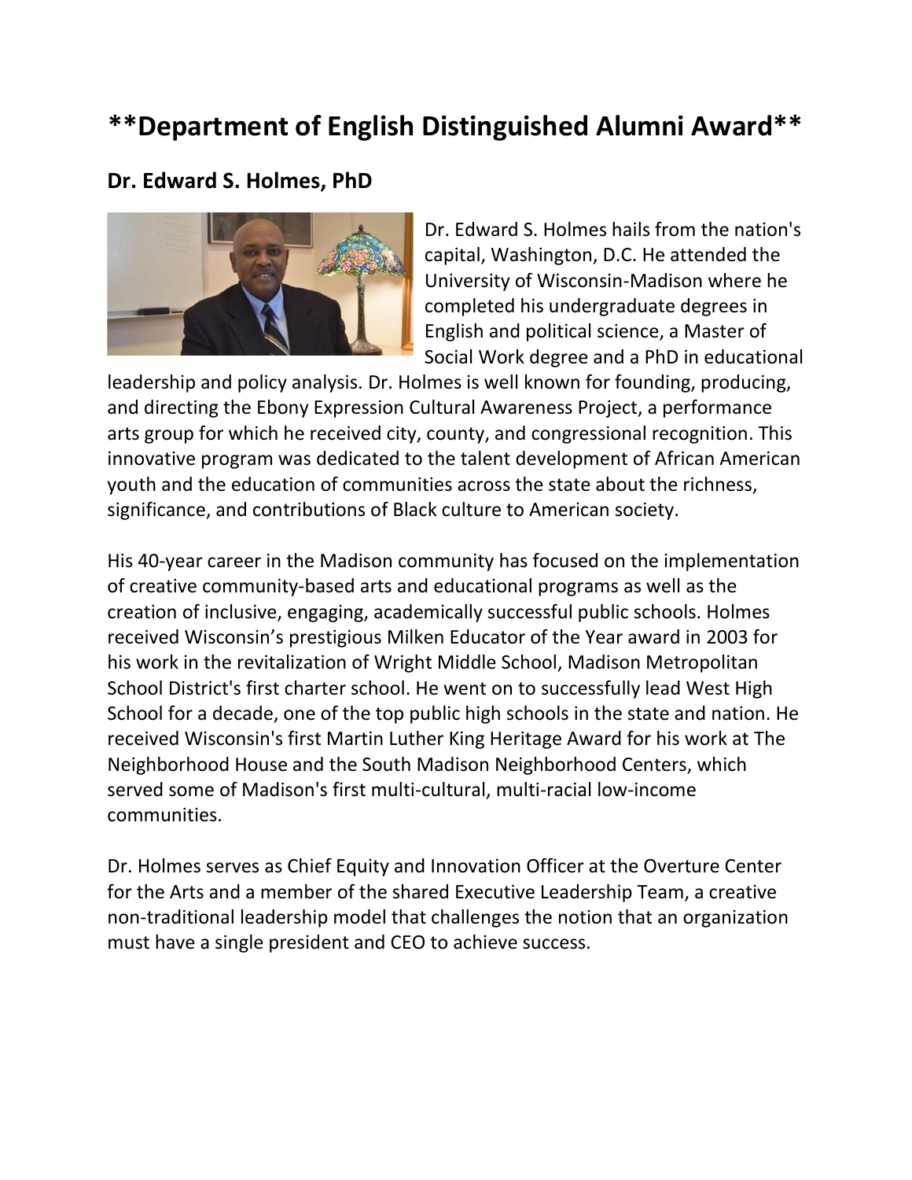# **Department of English Distinguished Alumni Award**

## Dr. Edward S. Holmes, PhD

Dr. Edward S. Holmes hails from the nation's capital, Washington, D.C. He attended the University of Wisconsin-Madison where he completed his undergraduate degrees in English and political science, a Master of Social Work degree and a PhD in educational leadership and policy analysis. Dr. Holmes is well known for founding, producing, and directing the Ebony Expression Cultural Awareness Project, a performance arts group for which he received city, county, and congressional recognition. This innovative program was dedicated to the talent development of African American youth and the education of communities across the state about the richness, significance, and contributions of Black culture to American society.

His 40-year career in the Madison community has focused on the implementation of creative community-based arts and educational programs as well as the creation of inclusive, engaging, academically successful public schools. Holmes received Wisconsin's prestigious Milken Educator of the Year award in 2003 for his work in the revitalization of Wright Middle School, Madison Metropolitan School District's first charter school. He went on to successfully lead West High School for a decade, one of the top public high schools in the state and nation. He received Wisconsin's first Martin Luther King Heritage Award for his work at The Neighborhood House and the South Madison Neighborhood Centers, which served some of Madison's first multi-cultural, multi-racial low-income communities.

Dr. Holmes serves as Chief Equity and Innovation Officer at the Overture Center for the Arts and a member of the shared Executive Leadership Team, a creative non-traditional leadership model that challenges the notion that an organization must have a single president and CEO to achieve success.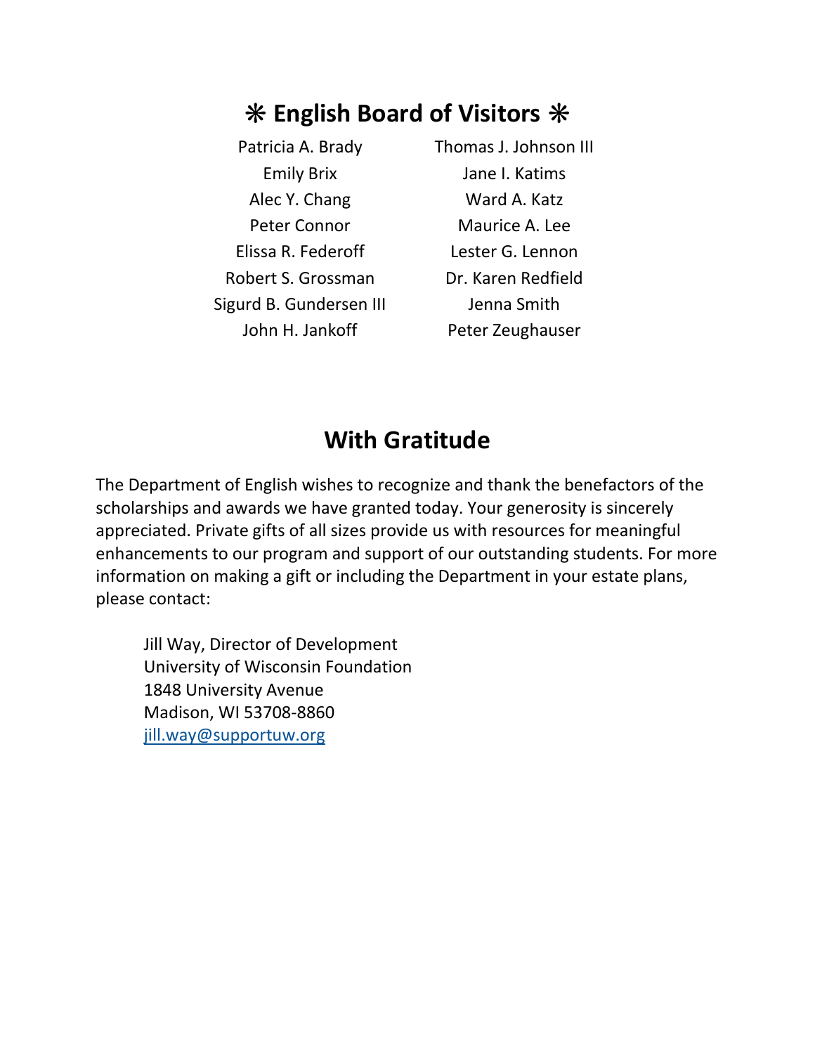## ✳ English Board of Visitors ✳

Patricia A. Brady
Emily Brix
Alec Y. Chang
Peter Connor
Elissa R. Federoff
Robert S. Grossman
Sigurd B. Gundersen III
John H. Jankoff
Thomas J. Johnson III
Jane I. Katims
Ward A. Katz
Maurice A. Lee
Lester G. Lennon
Dr. Karen Redfield
Jenna Smith
Peter Zeughauser

## With Gratitude

The Department of English wishes to recognize and thank the benefactors of the scholarships and awards we have granted today. Your generosity is sincerely appreciated. Private gifts of all sizes provide us with resources for meaningful enhancements to our program and support of our outstanding students. For more information on making a gift or including the Department in your estate plans, please contact:

Jill Way, Director of Development
University of Wisconsin Foundation
1848 University Avenue
Madison, WI 53708-8860
jill.way@supportuw.org